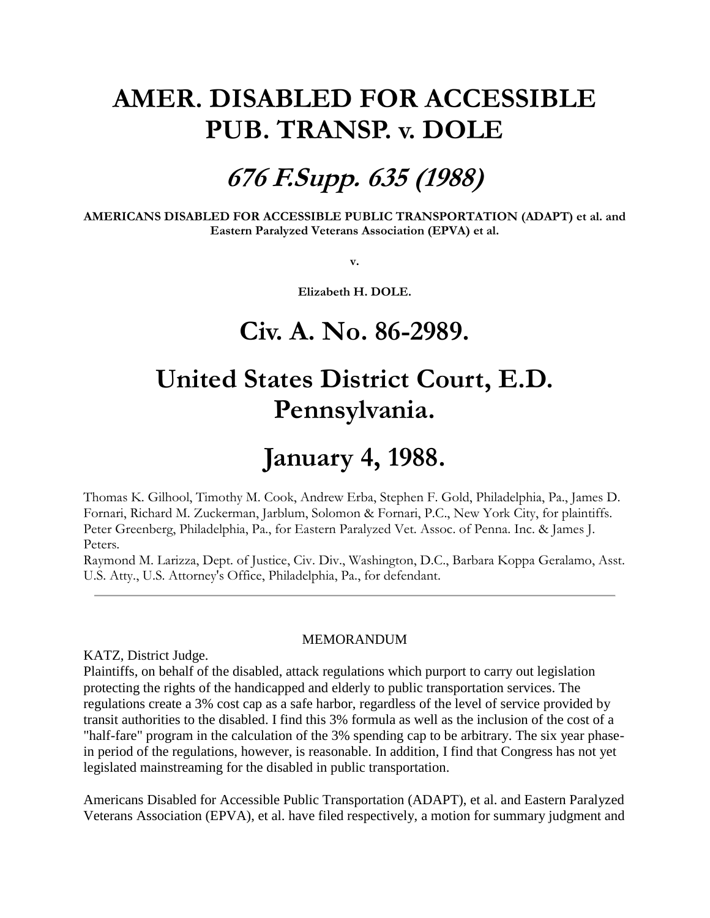# AMER. DISABLED FOR ACCESSIBLE PUB. TRANSP. v. DOLE

## *676 F.Supp. 635 (1988)*

**AMERICANS DISABLED FOR ACCESSIBLE PUBLIC TRANSPORTATION (ADAPT) et al. and Eastern Paralyzed Veterans Association (EPVA) et al.**

**v.**

**Elizabeth H. DOLE.**

# Civ. A. No. 86-2989.

# United States District Court, E.D. Pennsylvania.

# January 4, 1988.

Thomas K. Gilhool, Timothy M. Cook, Andrew Erba, Stephen F. Gold, Philadelphia, Pa., James D. Fornari, Richard M. Zuckerman, Jarblum, Solomon & Fornari, P.C., New York City, for plaintiffs.
Peter Greenberg, Philadelphia, Pa., for Eastern Paralyzed Vet. Assoc. of Penna. Inc. & James J. Peters.
Raymond M. Larizza, Dept. of Justice, Civ. Div., Washington, D.C., Barbara Koppa Geralamo, Asst. U.S. Atty., U.S. Attorney's Office, Philadelphia, Pa., for defendant.

---

MEMORANDUM

KATZ, District Judge.

Plaintiffs, on behalf of the disabled, attack regulations which purport to carry out legislation protecting the rights of the handicapped and elderly to public transportation services. The regulations create a 3% cost cap as a safe harbor, regardless of the level of service provided by transit authorities to the disabled. I find this 3% formula as well as the inclusion of the cost of a "half-fare" program in the calculation of the 3% spending cap to be arbitrary. The six year phase-in period of the regulations, however, is reasonable. In addition, I find that Congress has not yet legislated mainstreaming for the disabled in public transportation.

Americans Disabled for Accessible Public Transportation (ADAPT), et al. and Eastern Paralyzed Veterans Association (EPVA), et al. have filed respectively, a motion for summary judgment and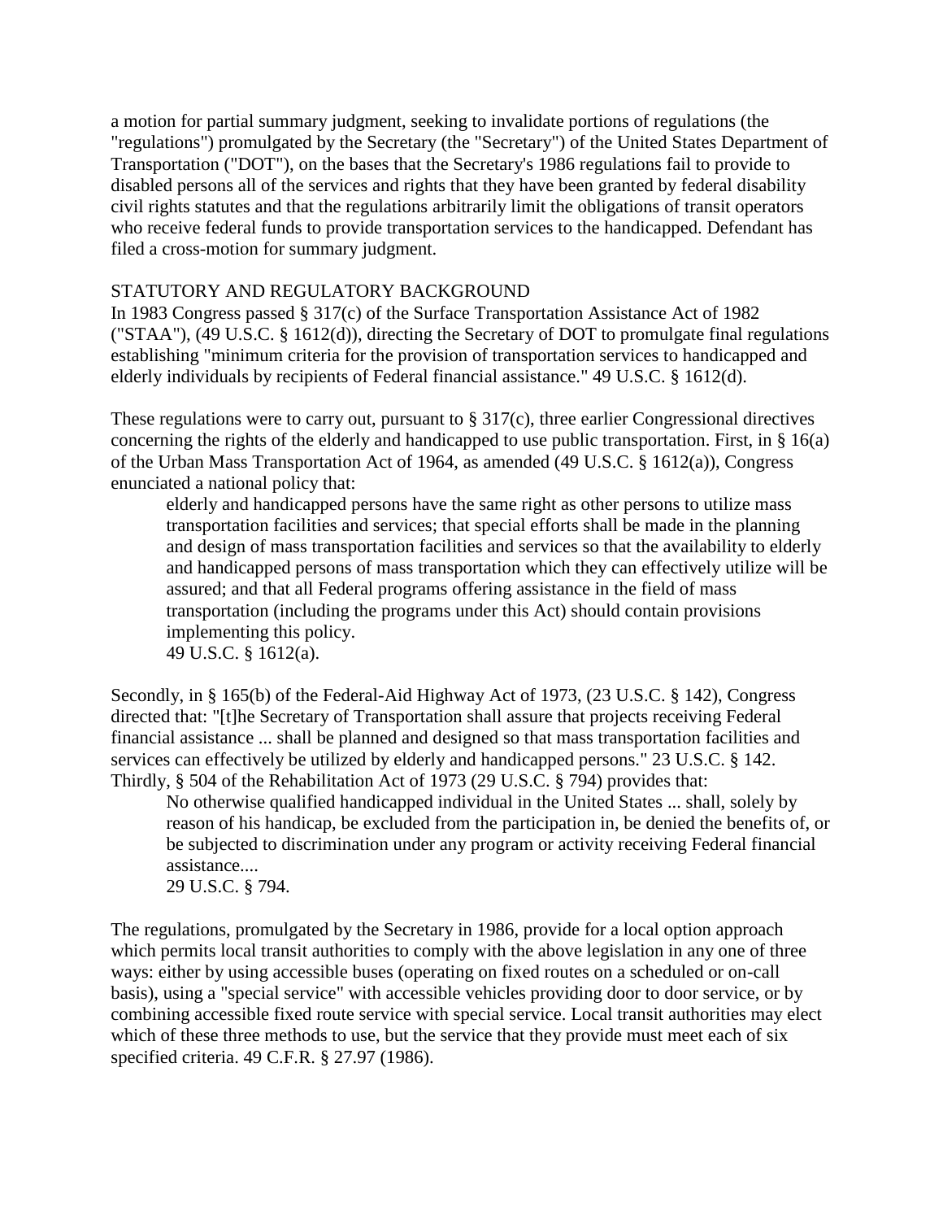a motion for partial summary judgment, seeking to invalidate portions of regulations (the "regulations") promulgated by the Secretary (the "Secretary") of the United States Department of Transportation ("DOT"), on the bases that the Secretary's 1986 regulations fail to provide to disabled persons all of the services and rights that they have been granted by federal disability civil rights statutes and that the regulations arbitrarily limit the obligations of transit operators who receive federal funds to provide transportation services to the handicapped. Defendant has filed a cross-motion for summary judgment.

## STATUTORY AND REGULATORY BACKGROUND

In 1983 Congress passed § 317(c) of the Surface Transportation Assistance Act of 1982 ("STAA"), (49 U.S.C. § 1612(d)), directing the Secretary of DOT to promulgate final regulations establishing "minimum criteria for the provision of transportation services to handicapped and elderly individuals by recipients of Federal financial assistance." 49 U.S.C. § 1612(d).

These regulations were to carry out, pursuant to § 317(c), three earlier Congressional directives concerning the rights of the elderly and handicapped to use public transportation. First, in § 16(a) of the Urban Mass Transportation Act of 1964, as amended (49 U.S.C. § 1612(a)), Congress enunciated a national policy that:

> elderly and handicapped persons have the same right as other persons to utilize mass transportation facilities and services; that special efforts shall be made in the planning and design of mass transportation facilities and services so that the availability to elderly and handicapped persons of mass transportation which they can effectively utilize will be assured; and that all Federal programs offering assistance in the field of mass transportation (including the programs under this Act) should contain provisions implementing this policy.
> 49 U.S.C. § 1612(a).

Secondly, in § 165(b) of the Federal-Aid Highway Act of 1973, (23 U.S.C. § 142), Congress directed that: "[t]he Secretary of Transportation shall assure that projects receiving Federal financial assistance ... shall be planned and designed so that mass transportation facilities and services can effectively be utilized by elderly and handicapped persons." 23 U.S.C. § 142. Thirdly, § 504 of the Rehabilitation Act of 1973 (29 U.S.C. § 794) provides that:

> No otherwise qualified handicapped individual in the United States ... shall, solely by reason of his handicap, be excluded from the participation in, be denied the benefits of, or be subjected to discrimination under any program or activity receiving Federal financial assistance....
> 29 U.S.C. § 794.

The regulations, promulgated by the Secretary in 1986, provide for a local option approach which permits local transit authorities to comply with the above legislation in any one of three ways: either by using accessible buses (operating on fixed routes on a scheduled or on-call basis), using a "special service" with accessible vehicles providing door to door service, or by combining accessible fixed route service with special service. Local transit authorities may elect which of these three methods to use, but the service that they provide must meet each of six specified criteria. 49 C.F.R. § 27.97 (1986).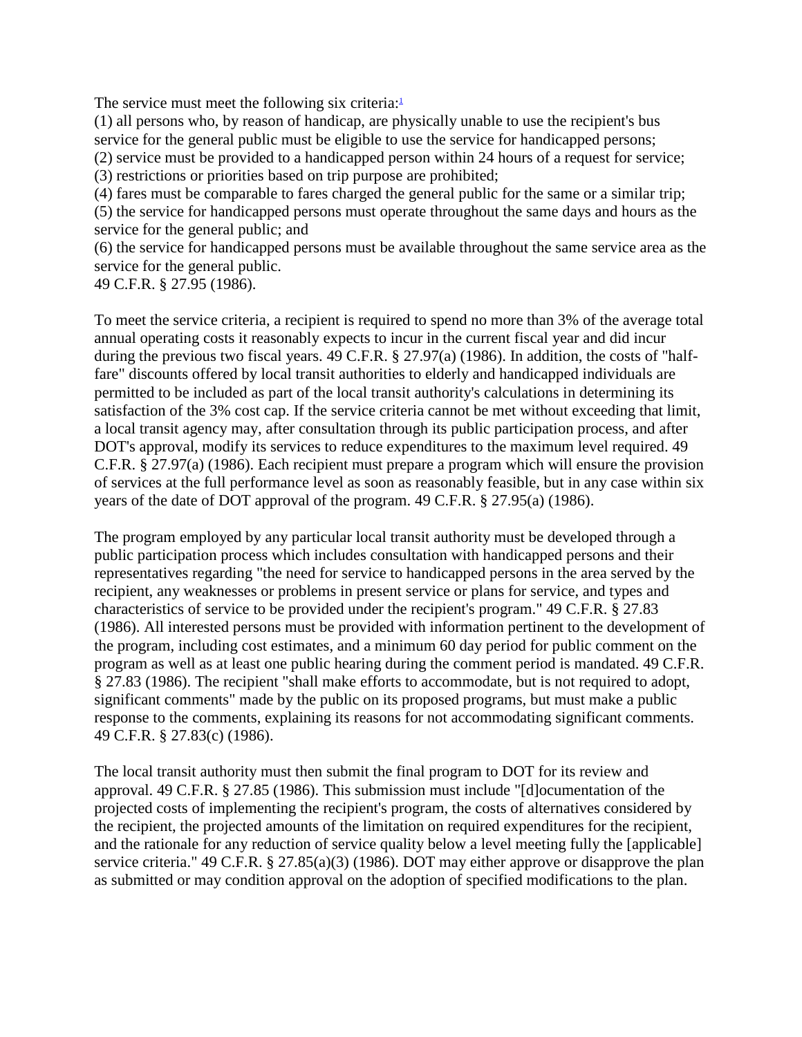The service must meet the following six criteria:[1]

(1) all persons who, by reason of handicap, are physically unable to use the recipient's bus service for the general public must be eligible to use the service for handicapped persons;
(2) service must be provided to a handicapped person within 24 hours of a request for service;
(3) restrictions or priorities based on trip purpose are prohibited;
(4) fares must be comparable to fares charged the general public for the same or a similar trip;
(5) the service for handicapped persons must operate throughout the same days and hours as the service for the general public; and
(6) the service for handicapped persons must be available throughout the same service area as the service for the general public.

49 C.F.R. § 27.95 (1986).

To meet the service criteria, a recipient is required to spend no more than 3% of the average total annual operating costs it reasonably expects to incur in the current fiscal year and did incur during the previous two fiscal years. 49 C.F.R. § 27.97(a) (1986). In addition, the costs of "half-fare" discounts offered by local transit authorities to elderly and handicapped individuals are permitted to be included as part of the local transit authority's calculations in determining its satisfaction of the 3% cost cap. If the service criteria cannot be met without exceeding that limit, a local transit agency may, after consultation through its public participation process, and after DOT's approval, modify its services to reduce expenditures to the maximum level required. 49 C.F.R. § 27.97(a) (1986). Each recipient must prepare a program which will ensure the provision of services at the full performance level as soon as reasonably feasible, but in any case within six years of the date of DOT approval of the program. 49 C.F.R. § 27.95(a) (1986).

The program employed by any particular local transit authority must be developed through a public participation process which includes consultation with handicapped persons and their representatives regarding "the need for service to handicapped persons in the area served by the recipient, any weaknesses or problems in present service or plans for service, and types and characteristics of service to be provided under the recipient's program." 49 C.F.R. § 27.83 (1986). All interested persons must be provided with information pertinent to the development of the program, including cost estimates, and a minimum 60 day period for public comment on the program as well as at least one public hearing during the comment period is mandated. 49 C.F.R. § 27.83 (1986). The recipient "shall make efforts to accommodate, but is not required to adopt, significant comments" made by the public on its proposed programs, but must make a public response to the comments, explaining its reasons for not accommodating significant comments. 49 C.F.R. § 27.83(c) (1986).

The local transit authority must then submit the final program to DOT for its review and approval. 49 C.F.R. § 27.85 (1986). This submission must include "[d]ocumentation of the projected costs of implementing the recipient's program, the costs of alternatives considered by the recipient, the projected amounts of the limitation on required expenditures for the recipient, and the rationale for any reduction of service quality below a level meeting fully the [applicable] service criteria." 49 C.F.R. § 27.85(a)(3) (1986). DOT may either approve or disapprove the plan as submitted or may condition approval on the adoption of specified modifications to the plan.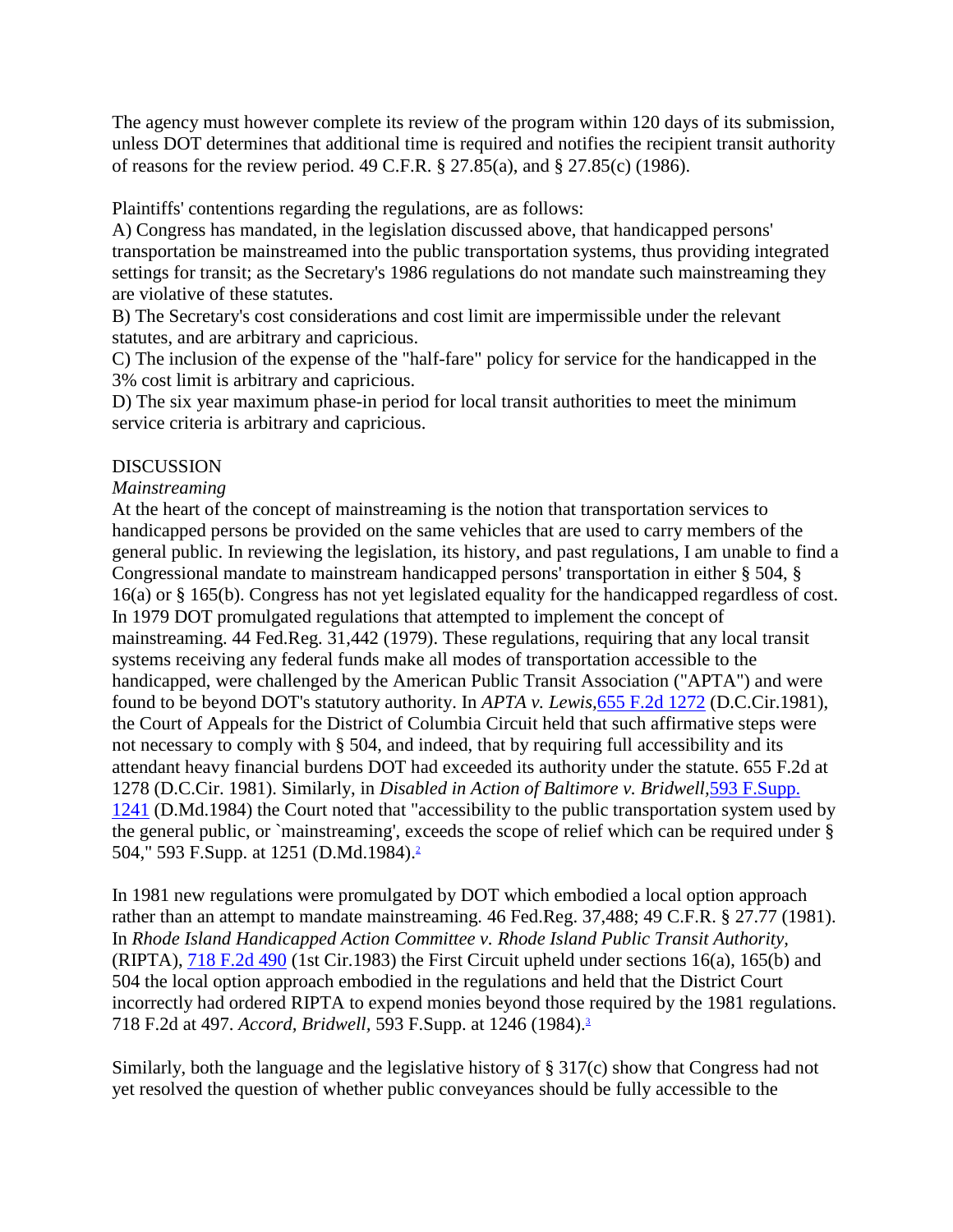The agency must however complete its review of the program within 120 days of its submission, unless DOT determines that additional time is required and notifies the recipient transit authority of reasons for the review period. 49 C.F.R. § 27.85(a), and § 27.85(c) (1986).

Plaintiffs' contentions regarding the regulations, are as follows:

A) Congress has mandated, in the legislation discussed above, that handicapped persons' transportation be mainstreamed into the public transportation systems, thus providing integrated settings for transit; as the Secretary's 1986 regulations do not mandate such mainstreaming they are violative of these statutes.

B) The Secretary's cost considerations and cost limit are impermissible under the relevant statutes, and are arbitrary and capricious.

C) The inclusion of the expense of the "half-fare" policy for service for the handicapped in the 3% cost limit is arbitrary and capricious.

D) The six year maximum phase-in period for local transit authorities to meet the minimum service criteria is arbitrary and capricious.

DISCUSSION

*Mainstreaming*

At the heart of the concept of mainstreaming is the notion that transportation services to handicapped persons be provided on the same vehicles that are used to carry members of the general public. In reviewing the legislation, its history, and past regulations, I am unable to find a Congressional mandate to mainstream handicapped persons' transportation in either § 504, § 16(a) or § 165(b). Congress has not yet legislated equality for the handicapped regardless of cost. In 1979 DOT promulgated regulations that attempted to implement the concept of mainstreaming. 44 Fed.Reg. 31,442 (1979). These regulations, requiring that any local transit systems receiving any federal funds make all modes of transportation accessible to the handicapped, were challenged by the American Public Transit Association ("APTA") and were found to be beyond DOT's statutory authority. In *APTA v. Lewis*, 655 F.2d 1272 (D.C.Cir.1981), the Court of Appeals for the District of Columbia Circuit held that such affirmative steps were not necessary to comply with § 504, and indeed, that by requiring full accessibility and its attendant heavy financial burdens DOT had exceeded its authority under the statute. 655 F.2d at 1278 (D.C.Cir. 1981). Similarly, in *Disabled in Action of Baltimore v. Bridwell*, 593 F.Supp. 1241 (D.Md.1984) the Court noted that "accessibility to the public transportation system used by the general public, or `mainstreaming', exceeds the scope of relief which can be required under § 504," 593 F.Supp. at 1251 (D.Md.1984).[2]

In 1981 new regulations were promulgated by DOT which embodied a local option approach rather than an attempt to mandate mainstreaming. 46 Fed.Reg. 37,488; 49 C.F.R. § 27.77 (1981). In *Rhode Island Handicapped Action Committee v. Rhode Island Public Transit Authority*, (RIPTA), 718 F.2d 490 (1st Cir.1983) the First Circuit upheld under sections 16(a), 165(b) and 504 the local option approach embodied in the regulations and held that the District Court incorrectly had ordered RIPTA to expend monies beyond those required by the 1981 regulations. 718 F.2d at 497. *Accord, Bridwell*, 593 F.Supp. at 1246 (1984).[3]

Similarly, both the language and the legislative history of § 317(c) show that Congress had not yet resolved the question of whether public conveyances should be fully accessible to the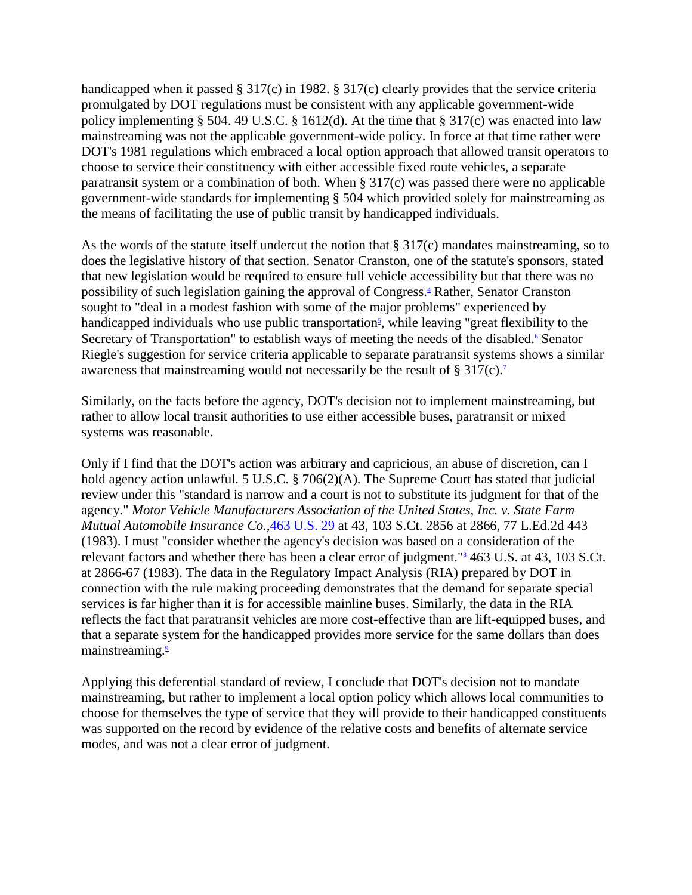handicapped when it passed § 317(c) in 1982. § 317(c) clearly provides that the service criteria promulgated by DOT regulations must be consistent with any applicable government-wide policy implementing § 504. 49 U.S.C. § 1612(d). At the time that § 317(c) was enacted into law mainstreaming was not the applicable government-wide policy. In force at that time rather were DOT's 1981 regulations which embraced a local option approach that allowed transit operators to choose to service their constituency with either accessible fixed route vehicles, a separate paratransit system or a combination of both. When § 317(c) was passed there were no applicable government-wide standards for implementing § 504 which provided solely for mainstreaming as the means of facilitating the use of public transit by handicapped individuals.

As the words of the statute itself undercut the notion that § 317(c) mandates mainstreaming, so to does the legislative history of that section. Senator Cranston, one of the statute's sponsors, stated that new legislation would be required to ensure full vehicle accessibility but that there was no possibility of such legislation gaining the approval of Congress.[4] Rather, Senator Cranston sought to "deal in a modest fashion with some of the major problems" experienced by handicapped individuals who use public transportation[5], while leaving "great flexibility to the Secretary of Transportation" to establish ways of meeting the needs of the disabled.[6] Senator Riegle's suggestion for service criteria applicable to separate paratransit systems shows a similar awareness that mainstreaming would not necessarily be the result of § 317(c).[7]

Similarly, on the facts before the agency, DOT's decision not to implement mainstreaming, but rather to allow local transit authorities to use either accessible buses, paratransit or mixed systems was reasonable.

Only if I find that the DOT's action was arbitrary and capricious, an abuse of discretion, can I hold agency action unlawful. 5 U.S.C. § 706(2)(A). The Supreme Court has stated that judicial review under this "standard is narrow and a court is not to substitute its judgment for that of the agency." *Motor Vehicle Manufacturers Association of the United States, Inc. v. State Farm Mutual Automobile Insurance Co.*,463 U.S. 29 at 43, 103 S.Ct. 2856 at 2866, 77 L.Ed.2d 443 (1983). I must "consider whether the agency's decision was based on a consideration of the relevant factors and whether there has been a clear error of judgment."[8] 463 U.S. at 43, 103 S.Ct. at 2866-67 (1983). The data in the Regulatory Impact Analysis (RIA) prepared by DOT in connection with the rule making proceeding demonstrates that the demand for separate special services is far higher than it is for accessible mainline buses. Similarly, the data in the RIA reflects the fact that paratransit vehicles are more cost-effective than are lift-equipped buses, and that a separate system for the handicapped provides more service for the same dollars than does mainstreaming.[9]

Applying this deferential standard of review, I conclude that DOT's decision not to mandate mainstreaming, but rather to implement a local option policy which allows local communities to choose for themselves the type of service that they will provide to their handicapped constituents was supported on the record by evidence of the relative costs and benefits of alternate service modes, and was not a clear error of judgment.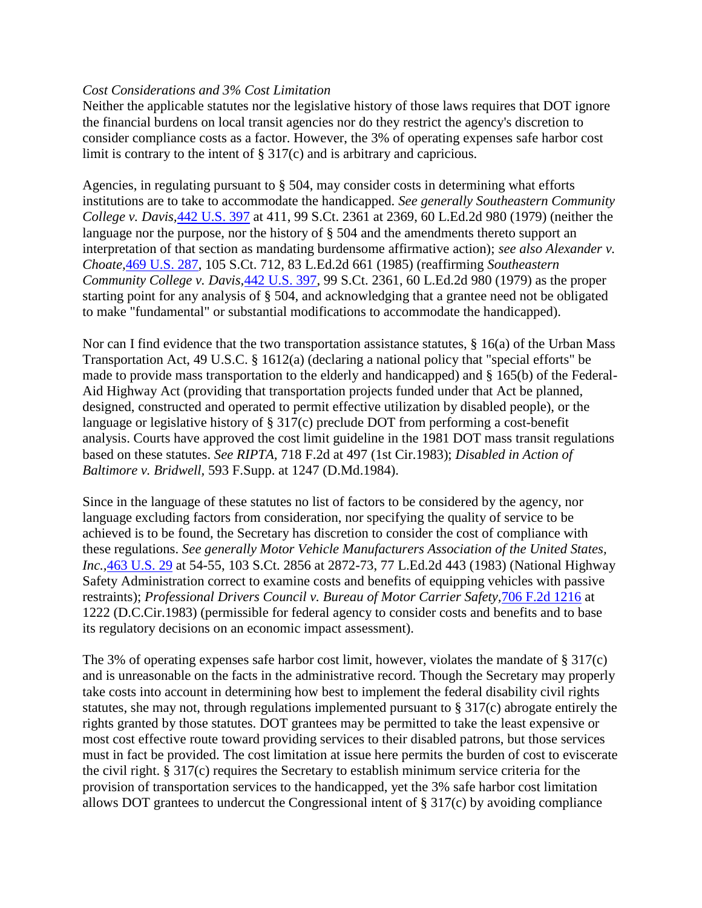*Cost Considerations and 3% Cost Limitation*

Neither the applicable statutes nor the legislative history of those laws requires that DOT ignore the financial burdens on local transit agencies nor do they restrict the agency's discretion to consider compliance costs as a factor. However, the 3% of operating expenses safe harbor cost limit is contrary to the intent of § 317(c) and is arbitrary and capricious.

Agencies, in regulating pursuant to § 504, may consider costs in determining what efforts institutions are to take to accommodate the handicapped. *See generally Southeastern Community College v. Davis,*442 U.S. 397 at 411, 99 S.Ct. 2361 at 2369, 60 L.Ed.2d 980 (1979) (neither the language nor the purpose, nor the history of § 504 and the amendments thereto support an interpretation of that section as mandating burdensome affirmative action); *see also Alexander v. Choate,*469 U.S. 287, 105 S.Ct. 712, 83 L.Ed.2d 661 (1985) (reaffirming *Southeastern Community College v. Davis,*442 U.S. 397, 99 S.Ct. 2361, 60 L.Ed.2d 980 (1979) as the proper starting point for any analysis of § 504, and acknowledging that a grantee need not be obligated to make "fundamental" or substantial modifications to accommodate the handicapped).

Nor can I find evidence that the two transportation assistance statutes, § 16(a) of the Urban Mass Transportation Act, 49 U.S.C. § 1612(a) (declaring a national policy that "special efforts" be made to provide mass transportation to the elderly and handicapped) and § 165(b) of the Federal-Aid Highway Act (providing that transportation projects funded under that Act be planned, designed, constructed and operated to permit effective utilization by disabled people), or the language or legislative history of § 317(c) preclude DOT from performing a cost-benefit analysis. Courts have approved the cost limit guideline in the 1981 DOT mass transit regulations based on these statutes. *See RIPTA,* 718 F.2d at 497 (1st Cir.1983); *Disabled in Action of Baltimore v. Bridwell,* 593 F.Supp. at 1247 (D.Md.1984).

Since in the language of these statutes no list of factors to be considered by the agency, nor language excluding factors from consideration, nor specifying the quality of service to be achieved is to be found, the Secretary has discretion to consider the cost of compliance with these regulations. *See generally Motor Vehicle Manufacturers Association of the United States, Inc.,*463 U.S. 29 at 54-55, 103 S.Ct. 2856 at 2872-73, 77 L.Ed.2d 443 (1983) (National Highway Safety Administration correct to examine costs and benefits of equipping vehicles with passive restraints); *Professional Drivers Council v. Bureau of Motor Carrier Safety,*706 F.2d 1216 at 1222 (D.C.Cir.1983) (permissible for federal agency to consider costs and benefits and to base its regulatory decisions on an economic impact assessment).

The 3% of operating expenses safe harbor cost limit, however, violates the mandate of § 317(c) and is unreasonable on the facts in the administrative record. Though the Secretary may properly take costs into account in determining how best to implement the federal disability civil rights statutes, she may not, through regulations implemented pursuant to § 317(c) abrogate entirely the rights granted by those statutes. DOT grantees may be permitted to take the least expensive or most cost effective route toward providing services to their disabled patrons, but those services must in fact be provided. The cost limitation at issue here permits the burden of cost to eviscerate the civil right. § 317(c) requires the Secretary to establish minimum service criteria for the provision of transportation services to the handicapped, yet the 3% safe harbor cost limitation allows DOT grantees to undercut the Congressional intent of § 317(c) by avoiding compliance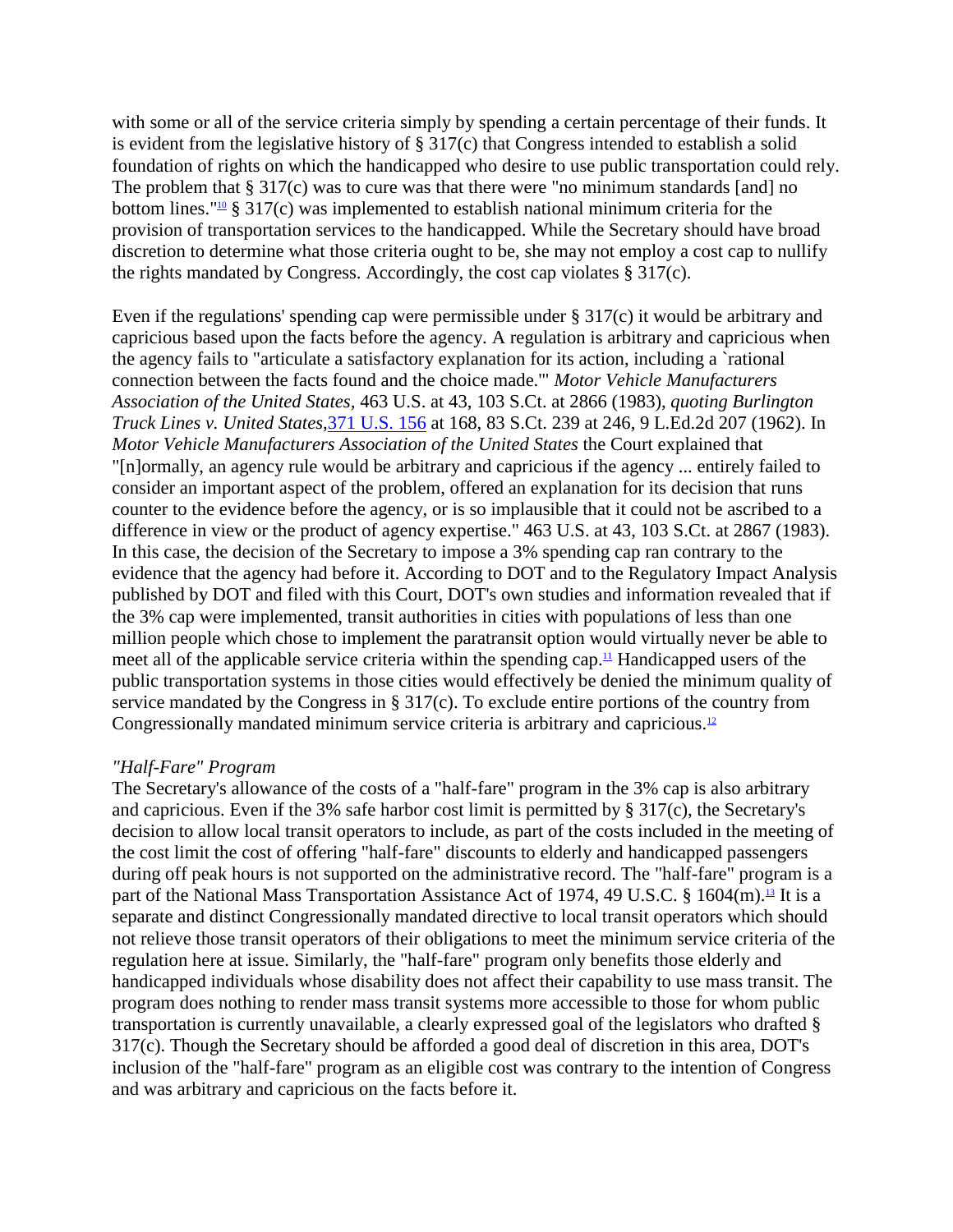with some or all of the service criteria simply by spending a certain percentage of their funds. It is evident from the legislative history of § 317(c) that Congress intended to establish a solid foundation of rights on which the handicapped who desire to use public transportation could rely. The problem that § 317(c) was to cure was that there were "no minimum standards [and] no bottom lines."[10] § 317(c) was implemented to establish national minimum criteria for the provision of transportation services to the handicapped. While the Secretary should have broad discretion to determine what those criteria ought to be, she may not employ a cost cap to nullify the rights mandated by Congress. Accordingly, the cost cap violates § 317(c).

Even if the regulations' spending cap were permissible under § 317(c) it would be arbitrary and capricious based upon the facts before the agency. A regulation is arbitrary and capricious when the agency fails to "articulate a satisfactory explanation for its action, including a `rational connection between the facts found and the choice made.'" *Motor Vehicle Manufacturers Association of the United States,* 463 U.S. at 43, 103 S.Ct. at 2866 (1983), *quoting Burlington Truck Lines v. United States,*371 U.S. 156 at 168, 83 S.Ct. 239 at 246, 9 L.Ed.2d 207 (1962). In *Motor Vehicle Manufacturers Association of the United States* the Court explained that "[n]ormally, an agency rule would be arbitrary and capricious if the agency ... entirely failed to consider an important aspect of the problem, offered an explanation for its decision that runs counter to the evidence before the agency, or is so implausible that it could not be ascribed to a difference in view or the product of agency expertise." 463 U.S. at 43, 103 S.Ct. at 2867 (1983). In this case, the decision of the Secretary to impose a 3% spending cap ran contrary to the evidence that the agency had before it. According to DOT and to the Regulatory Impact Analysis published by DOT and filed with this Court, DOT's own studies and information revealed that if the 3% cap were implemented, transit authorities in cities with populations of less than one million people which chose to implement the paratransit option would virtually never be able to meet all of the applicable service criteria within the spending cap.[11] Handicapped users of the public transportation systems in those cities would effectively be denied the minimum quality of service mandated by the Congress in § 317(c). To exclude entire portions of the country from Congressionally mandated minimum service criteria is arbitrary and capricious.[12]

*"Half-Fare" Program*

The Secretary's allowance of the costs of a "half-fare" program in the 3% cap is also arbitrary and capricious. Even if the 3% safe harbor cost limit is permitted by § 317(c), the Secretary's decision to allow local transit operators to include, as part of the costs included in the meeting of the cost limit the cost of offering "half-fare" discounts to elderly and handicapped passengers during off peak hours is not supported on the administrative record. The "half-fare" program is a part of the National Mass Transportation Assistance Act of 1974, 49 U.S.C. § 1604(m).[13] It is a separate and distinct Congressionally mandated directive to local transit operators which should not relieve those transit operators of their obligations to meet the minimum service criteria of the regulation here at issue. Similarly, the "half-fare" program only benefits those elderly and handicapped individuals whose disability does not affect their capability to use mass transit. The program does nothing to render mass transit systems more accessible to those for whom public transportation is currently unavailable, a clearly expressed goal of the legislators who drafted § 317(c). Though the Secretary should be afforded a good deal of discretion in this area, DOT's inclusion of the "half-fare" program as an eligible cost was contrary to the intention of Congress and was arbitrary and capricious on the facts before it.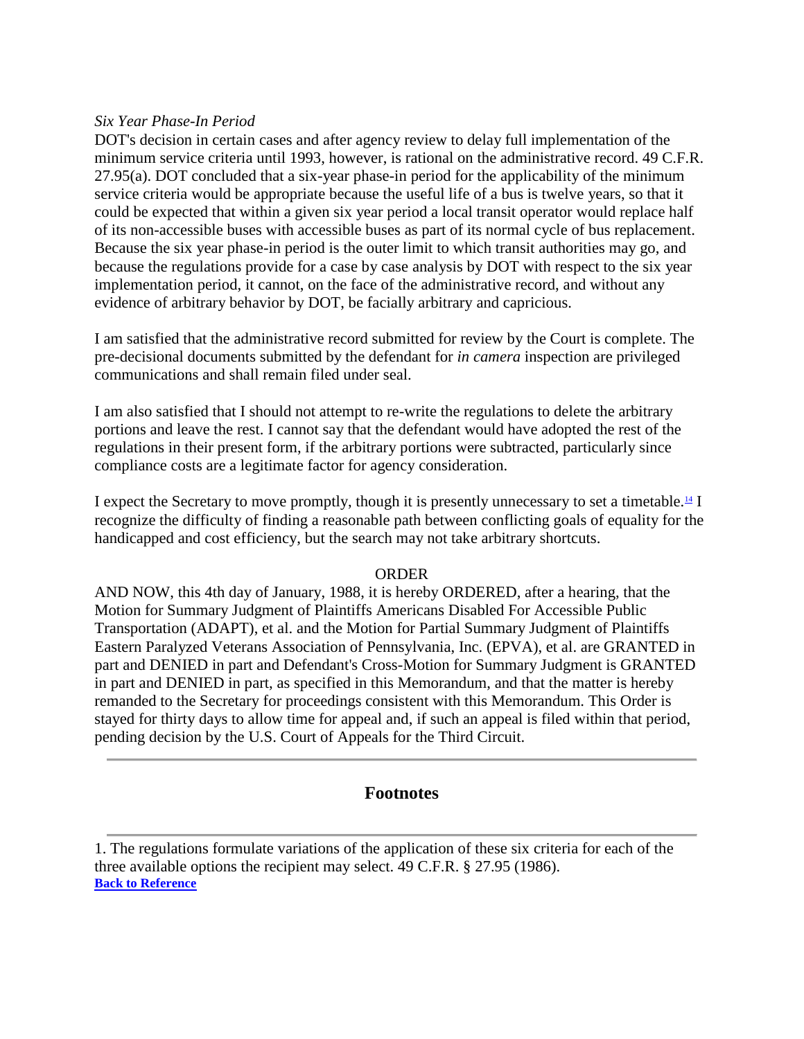*Six Year Phase-In Period*

DOT's decision in certain cases and after agency review to delay full implementation of the minimum service criteria until 1993, however, is rational on the administrative record. 49 C.F.R. 27.95(a). DOT concluded that a six-year phase-in period for the applicability of the minimum service criteria would be appropriate because the useful life of a bus is twelve years, so that it could be expected that within a given six year period a local transit operator would replace half of its non-accessible buses with accessible buses as part of its normal cycle of bus replacement. Because the six year phase-in period is the outer limit to which transit authorities may go, and because the regulations provide for a case by case analysis by DOT with respect to the six year implementation period, it cannot, on the face of the administrative record, and without any evidence of arbitrary behavior by DOT, be facially arbitrary and capricious.

I am satisfied that the administrative record submitted for review by the Court is complete. The pre-decisional documents submitted by the defendant for *in camera* inspection are privileged communications and shall remain filed under seal.

I am also satisfied that I should not attempt to re-write the regulations to delete the arbitrary portions and leave the rest. I cannot say that the defendant would have adopted the rest of the regulations in their present form, if the arbitrary portions were subtracted, particularly since compliance costs are a legitimate factor for agency consideration.

I expect the Secretary to move promptly, though it is presently unnecessary to set a timetable.[14] I recognize the difficulty of finding a reasonable path between conflicting goals of equality for the handicapped and cost efficiency, but the search may not take arbitrary shortcuts.

ORDER

AND NOW, this 4th day of January, 1988, it is hereby ORDERED, after a hearing, that the Motion for Summary Judgment of Plaintiffs Americans Disabled For Accessible Public Transportation (ADAPT), et al. and the Motion for Partial Summary Judgment of Plaintiffs Eastern Paralyzed Veterans Association of Pennsylvania, Inc. (EPVA), et al. are GRANTED in part and DENIED in part and Defendant's Cross-Motion for Summary Judgment is GRANTED in part and DENIED in part, as specified in this Memorandum, and that the matter is hereby remanded to the Secretary for proceedings consistent with this Memorandum. This Order is stayed for thirty days to allow time for appeal and, if such an appeal is filed within that period, pending decision by the U.S. Court of Appeals for the Third Circuit.

---

## Footnotes

---

1. The regulations formulate variations of the application of these six criteria for each of the three available options the recipient may select. 49 C.F.R. § 27.95 (1986).
**Back to Reference**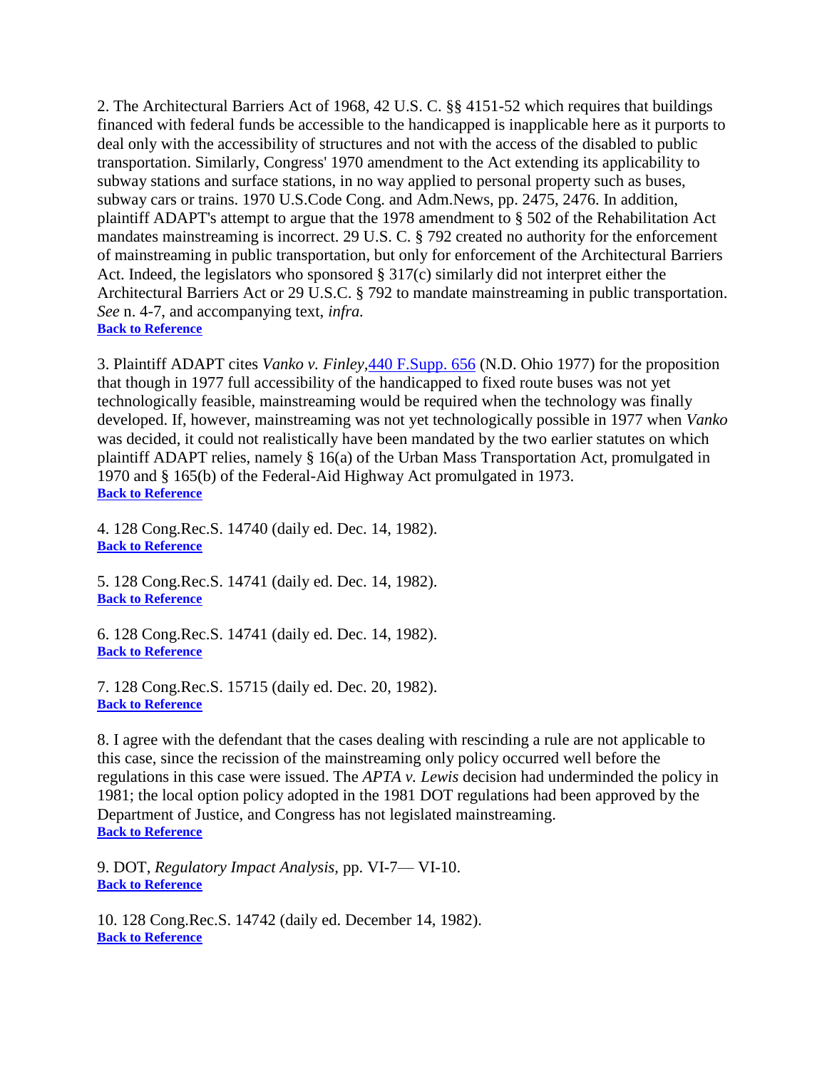2. The Architectural Barriers Act of 1968, 42 U.S. C. §§ 4151-52 which requires that buildings financed with federal funds be accessible to the handicapped is inapplicable here as it purports to deal only with the accessibility of structures and not with the access of the disabled to public transportation. Similarly, Congress' 1970 amendment to the Act extending its applicability to subway stations and surface stations, in no way applied to personal property such as buses, subway cars or trains. 1970 U.S.Code Cong. and Adm.News, pp. 2475, 2476. In addition, plaintiff ADAPT's attempt to argue that the 1978 amendment to § 502 of the Rehabilitation Act mandates mainstreaming is incorrect. 29 U.S. C. § 792 created no authority for the enforcement of mainstreaming in public transportation, but only for enforcement of the Architectural Barriers Act. Indeed, the legislators who sponsored § 317(c) similarly did not interpret either the Architectural Barriers Act or 29 U.S.C. § 792 to mandate mainstreaming in public transportation. *See* n. 4-7, and accompanying text, *infra.*
**Back to Reference**

3. Plaintiff ADAPT cites *Vanko v. Finley,*440 F.Supp. 656 (N.D. Ohio 1977) for the proposition that though in 1977 full accessibility of the handicapped to fixed route buses was not yet technologically feasible, mainstreaming would be required when the technology was finally developed. If, however, mainstreaming was not yet technologically possible in 1977 when *Vanko* was decided, it could not realistically have been mandated by the two earlier statutes on which plaintiff ADAPT relies, namely § 16(a) of the Urban Mass Transportation Act, promulgated in 1970 and § 165(b) of the Federal-Aid Highway Act promulgated in 1973.
**Back to Reference**

4. 128 Cong.Rec.S. 14740 (daily ed. Dec. 14, 1982).
**Back to Reference**

5. 128 Cong.Rec.S. 14741 (daily ed. Dec. 14, 1982).
**Back to Reference**

6. 128 Cong.Rec.S. 14741 (daily ed. Dec. 14, 1982).
**Back to Reference**

7. 128 Cong.Rec.S. 15715 (daily ed. Dec. 20, 1982).
**Back to Reference**

8. I agree with the defendant that the cases dealing with rescinding a rule are not applicable to this case, since the recission of the mainstreaming only policy occurred well before the regulations in this case were issued. The *APTA v. Lewis* decision had underminded the policy in 1981; the local option policy adopted in the 1981 DOT regulations had been approved by the Department of Justice, and Congress has not legislated mainstreaming.
**Back to Reference**

9. DOT, *Regulatory Impact Analysis,* pp. VI-7— VI-10.
**Back to Reference**

10. 128 Cong.Rec.S. 14742 (daily ed. December 14, 1982).
**Back to Reference**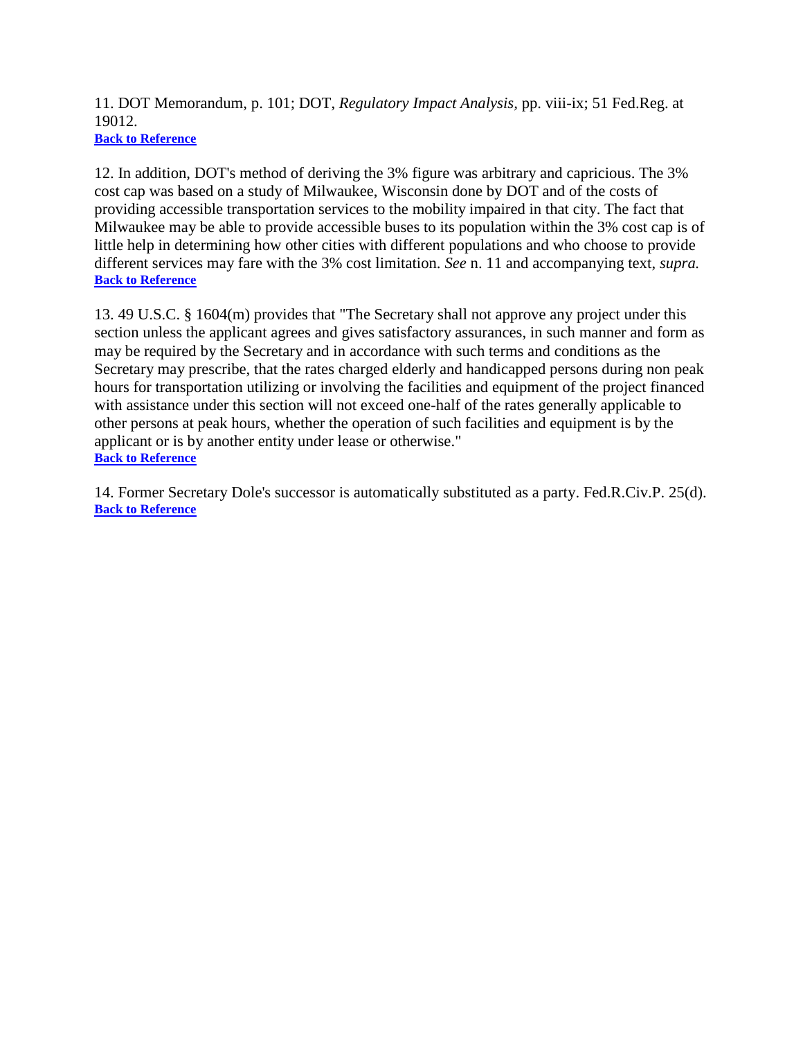11. DOT Memorandum, p. 101; DOT, *Regulatory Impact Analysis*, pp. viii-ix; 51 Fed.Reg. at 19012.
**Back to Reference**

12. In addition, DOT's method of deriving the 3% figure was arbitrary and capricious. The 3% cost cap was based on a study of Milwaukee, Wisconsin done by DOT and of the costs of providing accessible transportation services to the mobility impaired in that city. The fact that Milwaukee may be able to provide accessible buses to its population within the 3% cost cap is of little help in determining how other cities with different populations and who choose to provide different services may fare with the 3% cost limitation. *See* n. 11 and accompanying text, *supra.*
**Back to Reference**

13. 49 U.S.C. § 1604(m) provides that "The Secretary shall not approve any project under this section unless the applicant agrees and gives satisfactory assurances, in such manner and form as may be required by the Secretary and in accordance with such terms and conditions as the Secretary may prescribe, that the rates charged elderly and handicapped persons during non peak hours for transportation utilizing or involving the facilities and equipment of the project financed with assistance under this section will not exceed one-half of the rates generally applicable to other persons at peak hours, whether the operation of such facilities and equipment is by the applicant or is by another entity under lease or otherwise."
**Back to Reference**

14. Former Secretary Dole's successor is automatically substituted as a party. Fed.R.Civ.P. 25(d).
**Back to Reference**